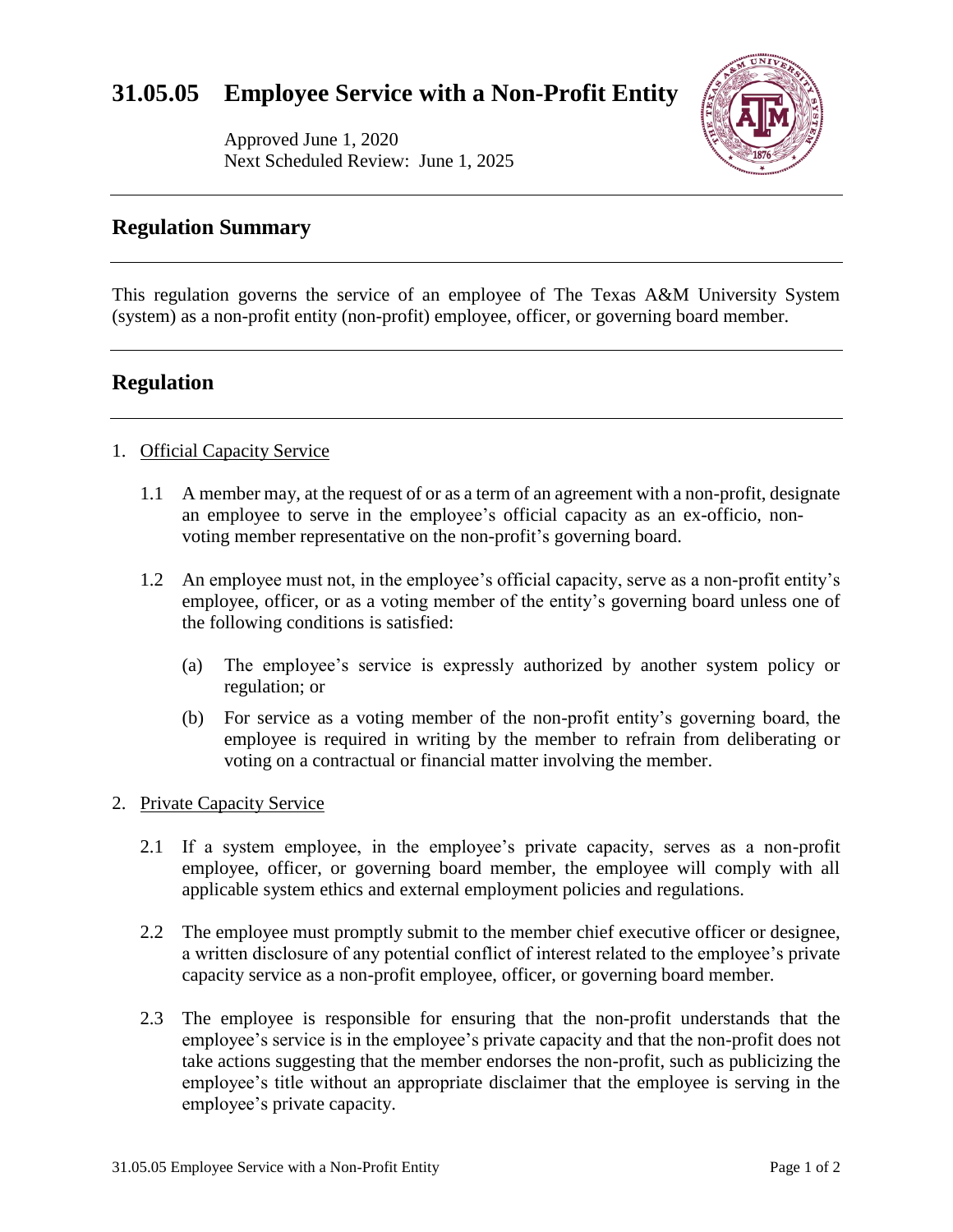# 31.05.05 Employee Service with a Non-Profit Entity

Approved June 1, 2020
Next Scheduled Review: June 1, 2025

## Regulation Summary

This regulation governs the service of an employee of The Texas A&M University System (system) as a non-profit entity (non-profit) employee, officer, or governing board member.

## Regulation

1. Official Capacity Service

   1.1 A member may, at the request of or as a term of an agreement with a non-profit, designate an employee to serve in the employee's official capacity as an ex-officio, non-voting member representative on the non-profit's governing board.

   1.2 An employee must not, in the employee's official capacity, serve as a non-profit entity's employee, officer, or as a voting member of the entity's governing board unless one of the following conditions is satisfied:

      (a) The employee's service is expressly authorized by another system policy or regulation; or

      (b) For service as a voting member of the non-profit entity's governing board, the employee is required in writing by the member to refrain from deliberating or voting on a contractual or financial matter involving the member.

2. Private Capacity Service

   2.1 If a system employee, in the employee's private capacity, serves as a non-profit employee, officer, or governing board member, the employee will comply with all applicable system ethics and external employment policies and regulations.

   2.2 The employee must promptly submit to the member chief executive officer or designee, a written disclosure of any potential conflict of interest related to the employee's private capacity service as a non-profit employee, officer, or governing board member.

   2.3 The employee is responsible for ensuring that the non-profit understands that the employee's service is in the employee's private capacity and that the non-profit does not take actions suggesting that the member endorses the non-profit, such as publicizing the employee's title without an appropriate disclaimer that the employee is serving in the employee's private capacity.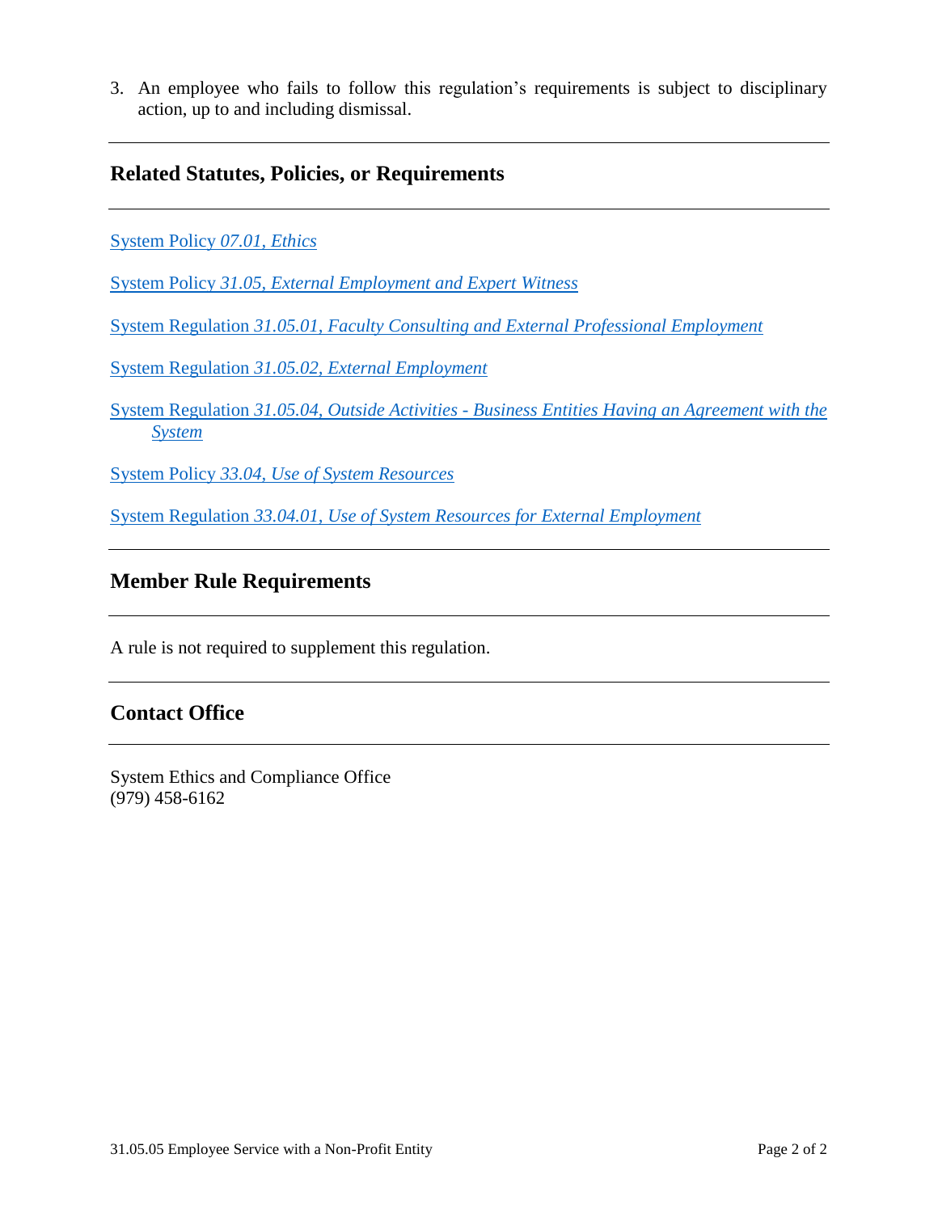3. An employee who fails to follow this regulation's requirements is subject to disciplinary action, up to and including dismissal.

## Related Statutes, Policies, or Requirements

System Policy *07.01, Ethics*

System Policy *31.05, External Employment and Expert Witness*

System Regulation *31.05.01, Faculty Consulting and External Professional Employment*

System Regulation *31.05.02, External Employment*

System Regulation *31.05.04, Outside Activities - Business Entities Having an Agreement with the System*

System Policy *33.04, Use of System Resources*

System Regulation *33.04.01, Use of System Resources for External Employment*

## Member Rule Requirements

A rule is not required to supplement this regulation.

## Contact Office

System Ethics and Compliance Office
(979) 458-6162